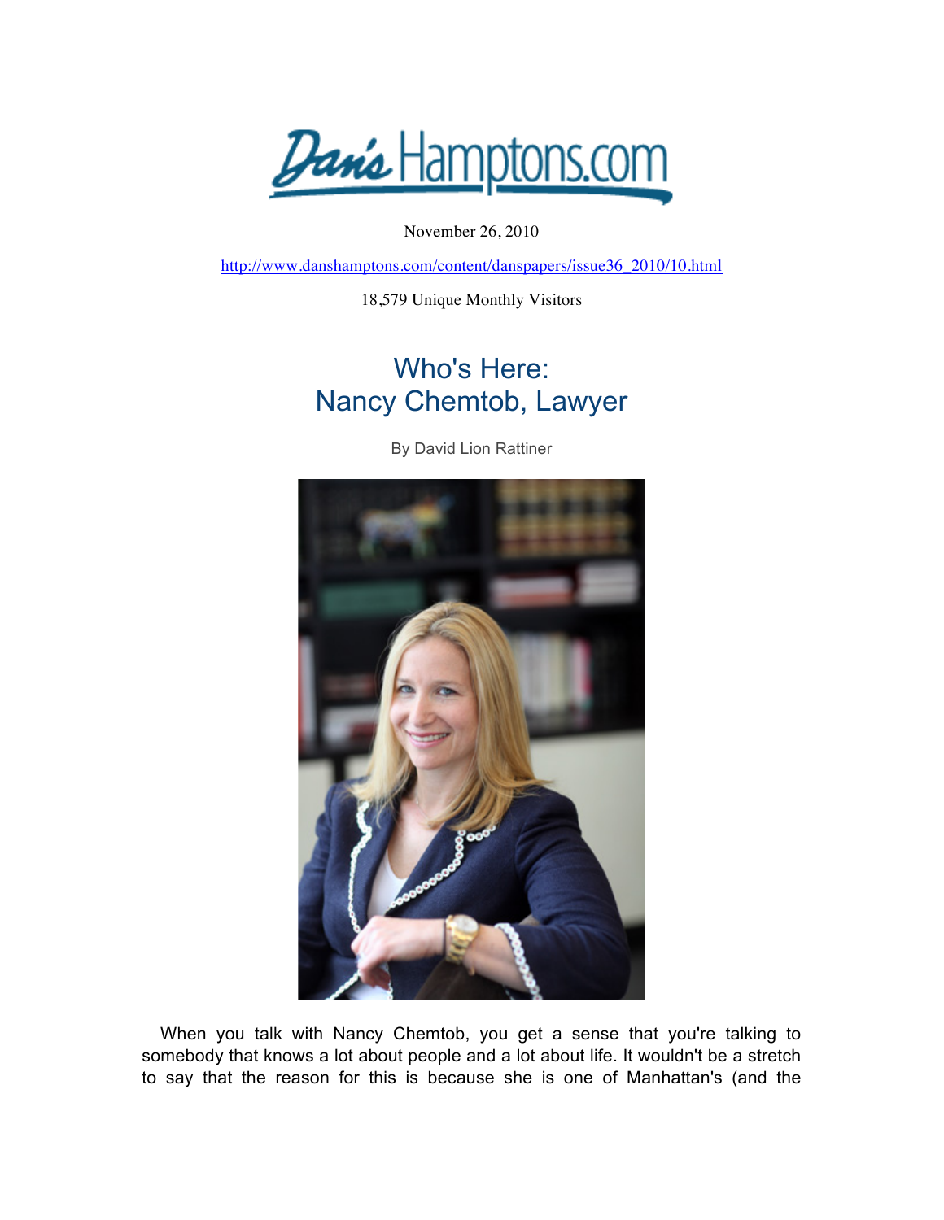Dan's Hamptons.com

November 26, 2010

http://www.danshamptons.com/content/danspapers/issue36_2010/10.html

18,579 Unique Monthly Visitors

# Who's Here: Nancy Chemtob, Lawyer

By David Lion Rattiner

When you talk with Nancy Chemtob, you get a sense that you're talking to somebody that knows a lot about people and a lot about life. It wouldn't be a stretch to say that the reason for this is because she is one of Manhattan's (and the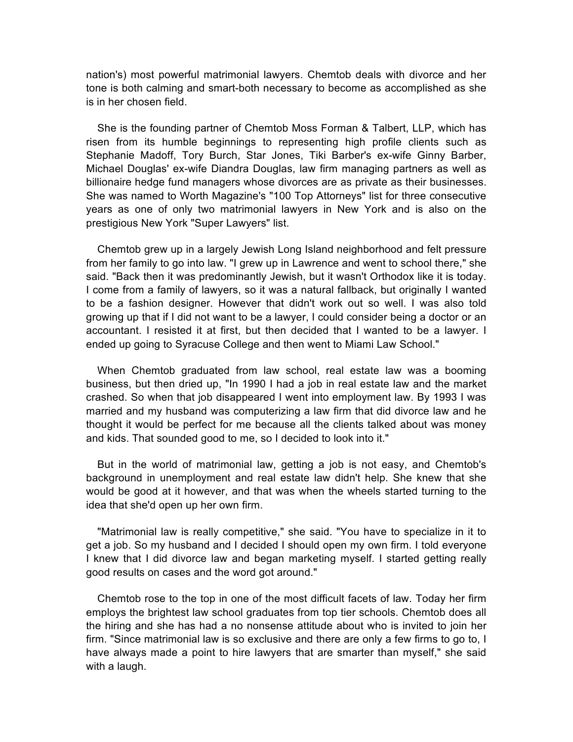nation's) most powerful matrimonial lawyers. Chemtob deals with divorce and her tone is both calming and smart-both necessary to become as accomplished as she is in her chosen field.

She is the founding partner of Chemtob Moss Forman & Talbert, LLP, which has risen from its humble beginnings to representing high profile clients such as Stephanie Madoff, Tory Burch, Star Jones, Tiki Barber's ex-wife Ginny Barber, Michael Douglas' ex-wife Diandra Douglas, law firm managing partners as well as billionaire hedge fund managers whose divorces are as private as their businesses. She was named to Worth Magazine's "100 Top Attorneys" list for three consecutive years as one of only two matrimonial lawyers in New York and is also on the prestigious New York "Super Lawyers" list.

Chemtob grew up in a largely Jewish Long Island neighborhood and felt pressure from her family to go into law. "I grew up in Lawrence and went to school there," she said. "Back then it was predominantly Jewish, but it wasn't Orthodox like it is today. I come from a family of lawyers, so it was a natural fallback, but originally I wanted to be a fashion designer. However that didn't work out so well. I was also told growing up that if I did not want to be a lawyer, I could consider being a doctor or an accountant. I resisted it at first, but then decided that I wanted to be a lawyer. I ended up going to Syracuse College and then went to Miami Law School."

When Chemtob graduated from law school, real estate law was a booming business, but then dried up, "In 1990 I had a job in real estate law and the market crashed. So when that job disappeared I went into employment law. By 1993 I was married and my husband was computerizing a law firm that did divorce law and he thought it would be perfect for me because all the clients talked about was money and kids. That sounded good to me, so I decided to look into it."

But in the world of matrimonial law, getting a job is not easy, and Chemtob's background in unemployment and real estate law didn't help. She knew that she would be good at it however, and that was when the wheels started turning to the idea that she'd open up her own firm.

"Matrimonial law is really competitive," she said. "You have to specialize in it to get a job. So my husband and I decided I should open my own firm. I told everyone I knew that I did divorce law and began marketing myself. I started getting really good results on cases and the word got around."

Chemtob rose to the top in one of the most difficult facets of law. Today her firm employs the brightest law school graduates from top tier schools. Chemtob does all the hiring and she has had a no nonsense attitude about who is invited to join her firm. "Since matrimonial law is so exclusive and there are only a few firms to go to, I have always made a point to hire lawyers that are smarter than myself," she said with a laugh.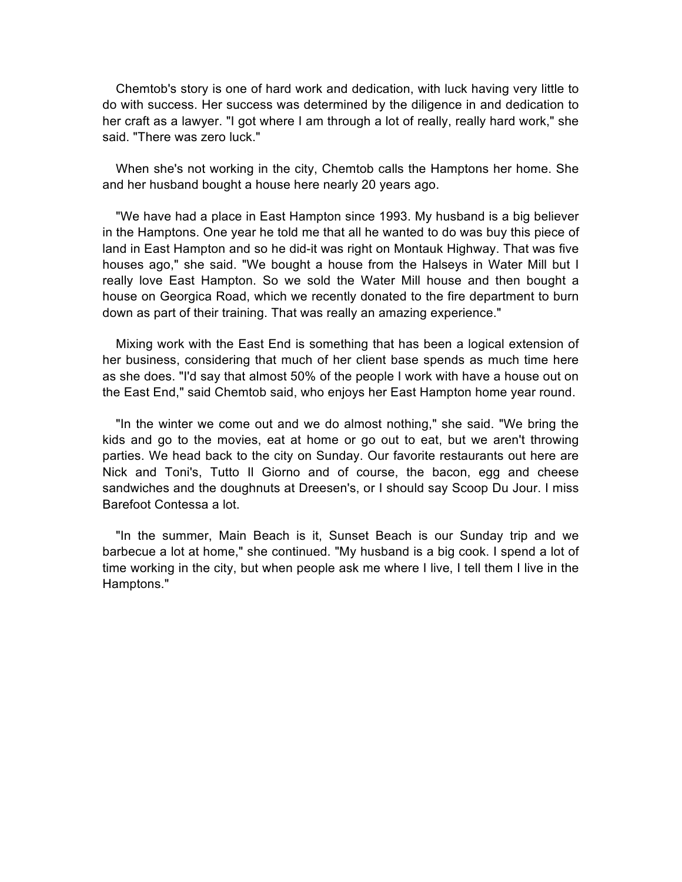Chemtob's story is one of hard work and dedication, with luck having very little to do with success. Her success was determined by the diligence in and dedication to her craft as a lawyer. "I got where I am through a lot of really, really hard work," she said. "There was zero luck."

When she's not working in the city, Chemtob calls the Hamptons her home. She and her husband bought a house here nearly 20 years ago.

"We have had a place in East Hampton since 1993. My husband is a big believer in the Hamptons. One year he told me that all he wanted to do was buy this piece of land in East Hampton and so he did-it was right on Montauk Highway. That was five houses ago," she said. "We bought a house from the Halseys in Water Mill but I really love East Hampton. So we sold the Water Mill house and then bought a house on Georgica Road, which we recently donated to the fire department to burn down as part of their training. That was really an amazing experience."

Mixing work with the East End is something that has been a logical extension of her business, considering that much of her client base spends as much time here as she does. "I'd say that almost 50% of the people I work with have a house out on the East End," said Chemtob said, who enjoys her East Hampton home year round.

"In the winter we come out and we do almost nothing," she said. "We bring the kids and go to the movies, eat at home or go out to eat, but we aren't throwing parties. We head back to the city on Sunday. Our favorite restaurants out here are Nick and Toni's, Tutto Il Giorno and of course, the bacon, egg and cheese sandwiches and the doughnuts at Dreesen's, or I should say Scoop Du Jour. I miss Barefoot Contessa a lot.

"In the summer, Main Beach is it, Sunset Beach is our Sunday trip and we barbecue a lot at home," she continued. "My husband is a big cook. I spend a lot of time working in the city, but when people ask me where I live, I tell them I live in the Hamptons."